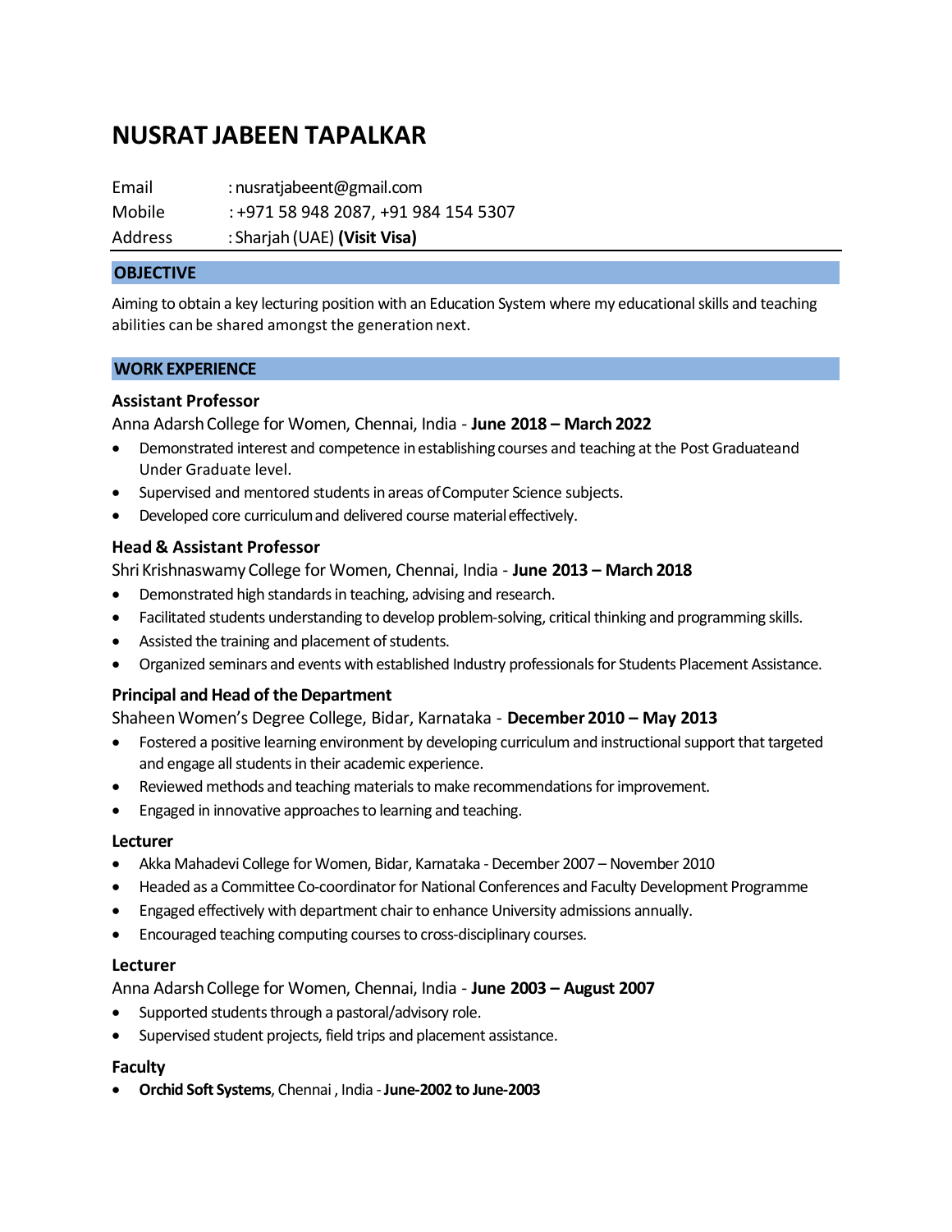# NUSRAT JABEEN TAPALKAR

Email : nusratjabeent@gmail.com
Mobile : +971 58 948 2087, +91 984 154 5307
Address : Sharjah (UAE) **(Visit Visa)**

## OBJECTIVE

Aiming to obtain a key lecturing position with an Education System where my educational skills and teaching abilities can be shared amongst the generation next.

## WORK EXPERIENCE

### Assistant Professor

Anna Adarsh College for Women, Chennai, India - **June 2018 – March 2022**

- Demonstrated interest and competence in establishing courses and teaching at the Post Graduateand Under Graduate level.
- Supervised and mentored students in areas of Computer Science subjects.
- Developed core curriculum and delivered course material effectively.

### Head & Assistant Professor

Shri Krishnaswamy College for Women, Chennai, India - **June 2013 – March 2018**

- Demonstrated high standards in teaching, advising and research.
- Facilitated students understanding to develop problem-solving, critical thinking and programming skills.
- Assisted the training and placement of students.
- Organized seminars and events with established Industry professionals for Students Placement Assistance.

### Principal and Head of the Department

Shaheen Women's Degree College, Bidar, Karnataka - **December 2010 – May 2013**

- Fostered a positive learning environment by developing curriculum and instructional support that targeted and engage all students in their academic experience.
- Reviewed methods and teaching materials to make recommendations for improvement.
- Engaged in innovative approaches to learning and teaching.

### Lecturer

- Akka Mahadevi College for Women, Bidar, Karnataka - December 2007 – November 2010
- Headed as a Committee Co-coordinator for National Conferences and Faculty Development Programme
- Engaged effectively with department chair to enhance University admissions annually.
- Encouraged teaching computing courses to cross-disciplinary courses.

### Lecturer

Anna Adarsh College for Women, Chennai, India - **June 2003 – August 2007**

- Supported students through a pastoral/advisory role.
- Supervised student projects, field trips and placement assistance.

### Faculty

- **Orchid Soft Systems**, Chennai , India - **June-2002 to June-2003**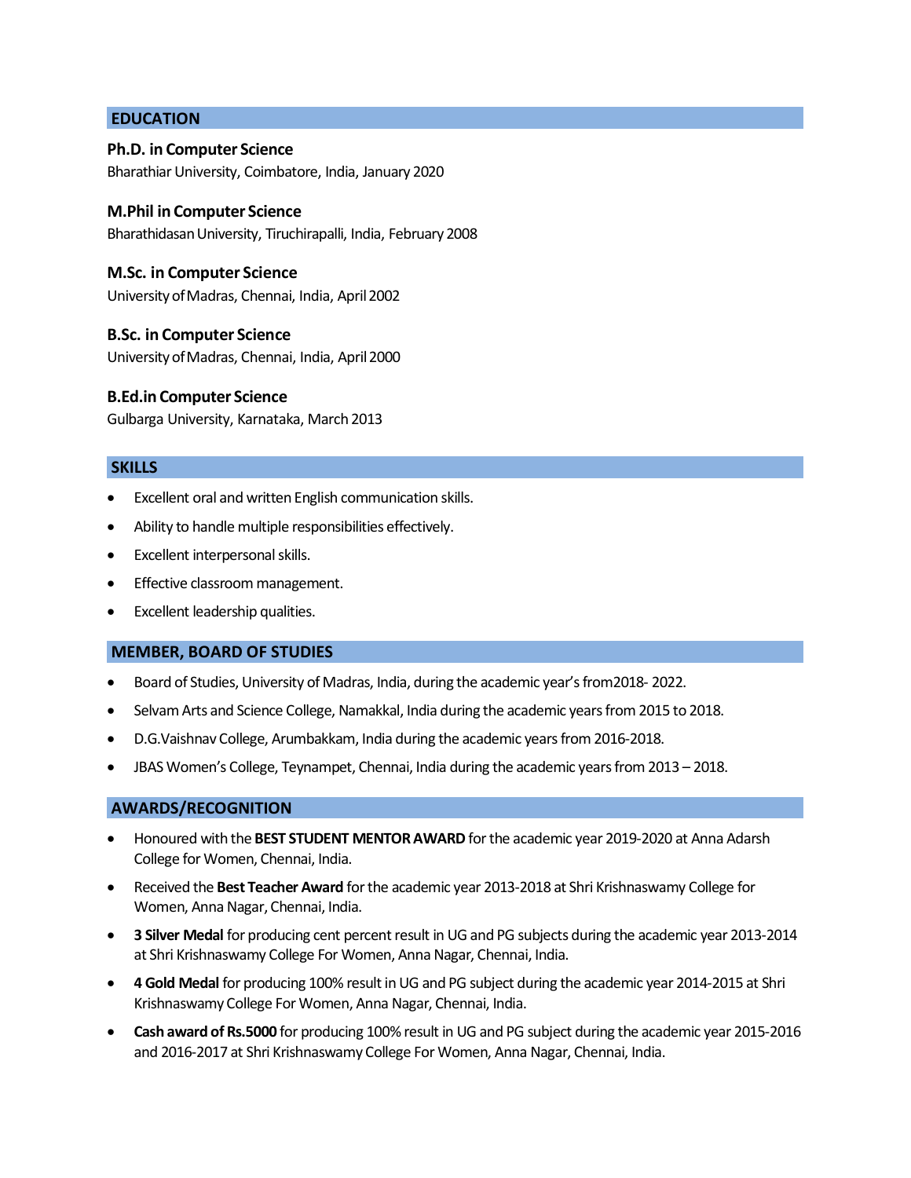## EDUCATION

**Ph.D. in Computer Science**
Bharathiar University, Coimbatore, India, January 2020

**M.Phil in Computer Science**
Bharathidasan University, Tiruchirapalli, India, February 2008

**M.Sc. in Computer Science**
University of Madras, Chennai, India, April 2002

**B.Sc. in Computer Science**
University of Madras, Chennai, India, April 2000

**B.Ed.in Computer Science**
Gulbarga University, Karnataka, March 2013

## SKILLS

- Excellent oral and written English communication skills.
- Ability to handle multiple responsibilities effectively.
- Excellent interpersonal skills.
- Effective classroom management.
- Excellent leadership qualities.

## MEMBER, BOARD OF STUDIES

- Board of Studies, University of Madras, India, during the academic year's from2018- 2022.
- Selvam Arts and Science College, Namakkal, India during the academic years from 2015 to 2018.
- D.G.Vaishnav College, Arumbakkam, India during the academic years from 2016-2018.
- JBAS Women's College, Teynampet, Chennai, India during the academic years from 2013 – 2018.

## AWARDS/RECOGNITION

- Honoured with the **BEST STUDENT MENTOR AWARD** for the academic year 2019-2020 at Anna Adarsh College for Women, Chennai, India.
- Received the **Best Teacher Award** for the academic year 2013-2018 at Shri Krishnaswamy College for Women, Anna Nagar, Chennai, India.
- **3 Silver Medal** for producing cent percent result in UG and PG subjects during the academic year 2013-2014 at Shri Krishnaswamy College For Women, Anna Nagar, Chennai, India.
- **4 Gold Medal** for producing 100% result in UG and PG subject during the academic year 2014-2015 at Shri Krishnaswamy College For Women, Anna Nagar, Chennai, India.
- **Cash award of Rs.5000** for producing 100% result in UG and PG subject during the academic year 2015-2016 and 2016-2017 at Shri Krishnaswamy College For Women, Anna Nagar, Chennai, India.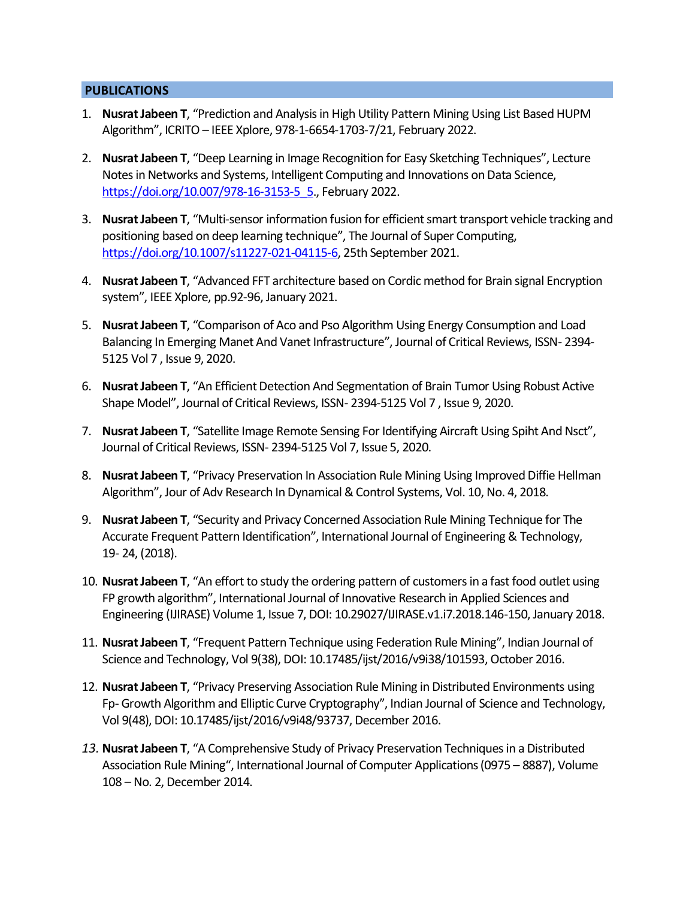## PUBLICATIONS

1. **Nusrat Jabeen T**, "Prediction and Analysis in High Utility Pattern Mining Using List Based HUPM Algorithm", ICRITO – IEEE Xplore, 978-1-6654-1703-7/21, February 2022.

2. **Nusrat Jabeen T**, "Deep Learning in Image Recognition for Easy Sketching Techniques", Lecture Notes in Networks and Systems, Intelligent Computing and Innovations on Data Science, https://doi.org/10.007/978-16-3153-5_5., February 2022.

3. **Nusrat Jabeen T**, "Multi-sensor information fusion for efficient smart transport vehicle tracking and positioning based on deep learning technique", The Journal of Super Computing, https://doi.org/10.1007/s11227-021-04115-6, 25th September 2021.

4. **Nusrat Jabeen T**, "Advanced FFT architecture based on Cordic method for Brain signal Encryption system", IEEE Xplore, pp.92-96, January 2021.

5. **Nusrat Jabeen T**, "Comparison of Aco and Pso Algorithm Using Energy Consumption and Load Balancing In Emerging Manet And Vanet Infrastructure", Journal of Critical Reviews, ISSN- 2394-5125 Vol 7 , Issue 9, 2020.

6. **Nusrat Jabeen T**, "An Efficient Detection And Segmentation of Brain Tumor Using Robust Active Shape Model", Journal of Critical Reviews, ISSN- 2394-5125 Vol 7 , Issue 9, 2020.

7. **Nusrat Jabeen T**, "Satellite Image Remote Sensing For Identifying Aircraft Using Spiht And Nsct", Journal of Critical Reviews, ISSN- 2394-5125 Vol 7, Issue 5, 2020.

8. **Nusrat Jabeen T**, "Privacy Preservation In Association Rule Mining Using Improved Diffie Hellman Algorithm", Jour of Adv Research In Dynamical & Control Systems, Vol. 10, No. 4, 2018.

9. **Nusrat Jabeen T**, "Security and Privacy Concerned Association Rule Mining Technique for The Accurate Frequent Pattern Identification", International Journal of Engineering & Technology, 19- 24, (2018).

10. **Nusrat Jabeen T**, "An effort to study the ordering pattern of customers in a fast food outlet using FP growth algorithm", International Journal of Innovative Research in Applied Sciences and Engineering (IJIRASE) Volume 1, Issue 7, DOI: 10.29027/IJIRASE.v1.i7.2018.146-150, January 2018.

11. **Nusrat Jabeen T**, "Frequent Pattern Technique using Federation Rule Mining", Indian Journal of Science and Technology, Vol 9(38), DOI: 10.17485/ijst/2016/v9i38/101593, October 2016.

12. **Nusrat Jabeen T**, "Privacy Preserving Association Rule Mining in Distributed Environments using Fp- Growth Algorithm and Elliptic Curve Cryptography", Indian Journal of Science and Technology, Vol 9(48), DOI: 10.17485/ijst/2016/v9i48/93737, December 2016.

13. **Nusrat Jabeen T**, "A Comprehensive Study of Privacy Preservation Techniques in a Distributed Association Rule Mining", International Journal of Computer Applications (0975 – 8887), Volume 108 – No. 2, December 2014.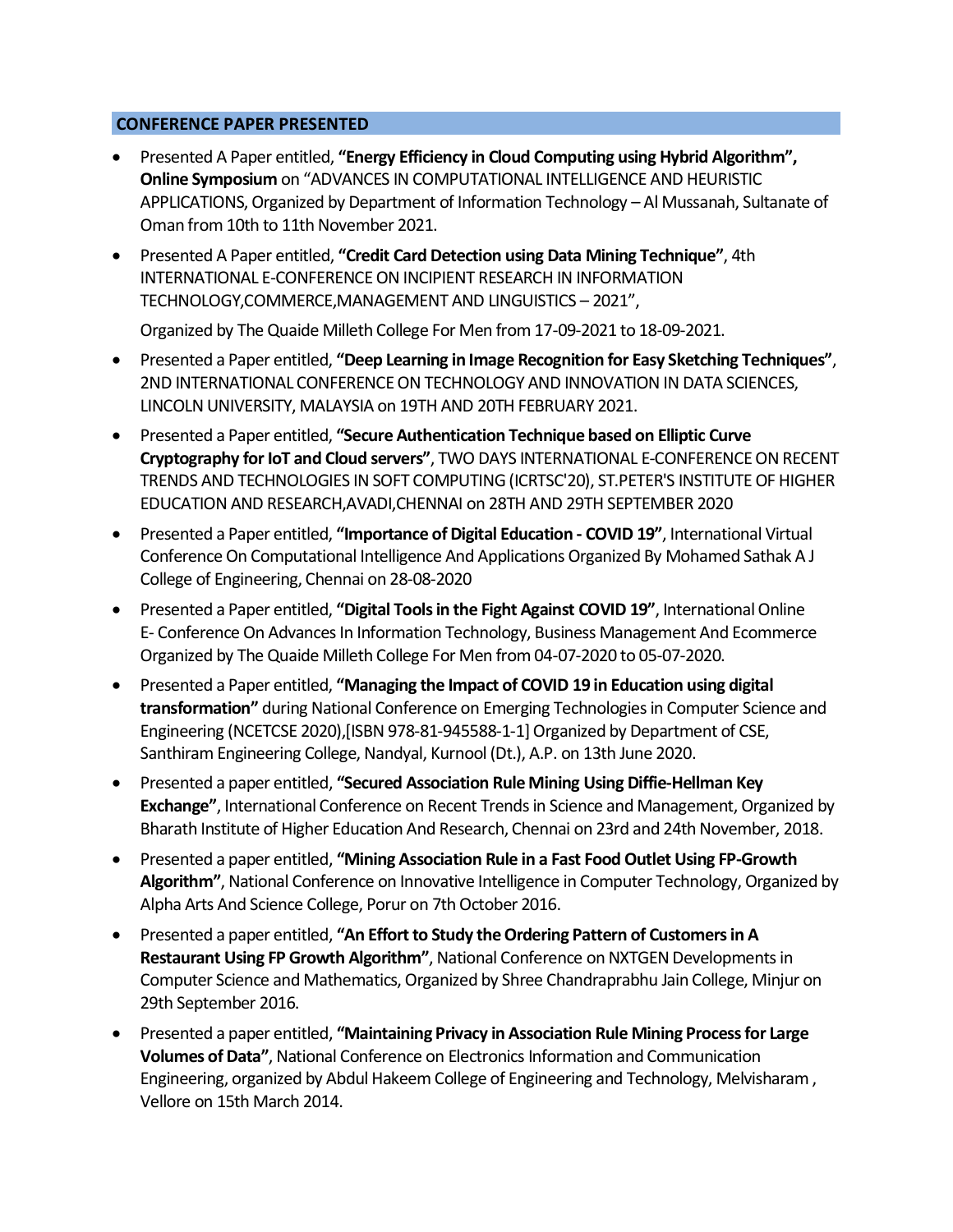## CONFERENCE PAPER PRESENTED

- Presented A Paper entitled, **"Energy Efficiency in Cloud Computing using Hybrid Algorithm", Online Symposium** on "ADVANCES IN COMPUTATIONAL INTELLIGENCE AND HEURISTIC APPLICATIONS, Organized by Department of Information Technology – Al Mussanah, Sultanate of Oman from 10th to 11th November 2021.
- Presented A Paper entitled, **"Credit Card Detection using Data Mining Technique"**, 4th INTERNATIONAL E-CONFERENCE ON INCIPIENT RESEARCH IN INFORMATION TECHNOLOGY,COMMERCE,MANAGEMENT AND LINGUISTICS – 2021",

  Organized by The Quaide Milleth College For Men from 17-09-2021 to 18-09-2021.
- Presented a Paper entitled, **"Deep Learning in Image Recognition for Easy Sketching Techniques"**, 2ND INTERNATIONAL CONFERENCE ON TECHNOLOGY AND INNOVATION IN DATA SCIENCES, LINCOLN UNIVERSITY, MALAYSIA on 19TH AND 20TH FEBRUARY 2021.
- Presented a Paper entitled, **"Secure Authentication Technique based on Elliptic Curve Cryptography for IoT and Cloud servers"**, TWO DAYS INTERNATIONAL E-CONFERENCE ON RECENT TRENDS AND TECHNOLOGIES IN SOFT COMPUTING (ICRTSC'20), ST.PETER'S INSTITUTE OF HIGHER EDUCATION AND RESEARCH,AVADI,CHENNAI on 28TH AND 29TH SEPTEMBER 2020
- Presented a Paper entitled, **"Importance of Digital Education - COVID 19"**, International Virtual Conference On Computational Intelligence And Applications Organized By Mohamed Sathak A J College of Engineering, Chennai on 28-08-2020
- Presented a Paper entitled, **"Digital Tools in the Fight Against COVID 19"**, International Online E- Conference On Advances In Information Technology, Business Management And Ecommerce Organized by The Quaide Milleth College For Men from 04-07-2020 to 05-07-2020.
- Presented a Paper entitled, **"Managing the Impact of COVID 19 in Education using digital transformation"** during National Conference on Emerging Technologies in Computer Science and Engineering (NCETCSE 2020),[ISBN 978-81-945588-1-1] Organized by Department of CSE, Santhiram Engineering College, Nandyal, Kurnool (Dt.), A.P. on 13th June 2020.
- Presented a paper entitled, **"Secured Association Rule Mining Using Diffie-Hellman Key Exchange"**, International Conference on Recent Trends in Science and Management, Organized by Bharath Institute of Higher Education And Research, Chennai on 23rd and 24th November, 2018.
- Presented a paper entitled, **"Mining Association Rule in a Fast Food Outlet Using FP-Growth Algorithm"**, National Conference on Innovative Intelligence in Computer Technology, Organized by Alpha Arts And Science College, Porur on 7th October 2016.
- Presented a paper entitled, **"An Effort to Study the Ordering Pattern of Customers in A Restaurant Using FP Growth Algorithm"**, National Conference on NXTGEN Developments in Computer Science and Mathematics, Organized by Shree Chandraprabhu Jain College, Minjur on 29th September 2016.
- Presented a paper entitled, **"Maintaining Privacy in Association Rule Mining Process for Large Volumes of Data"**, National Conference on Electronics Information and Communication Engineering, organized by Abdul Hakeem College of Engineering and Technology, Melvisharam , Vellore on 15th March 2014.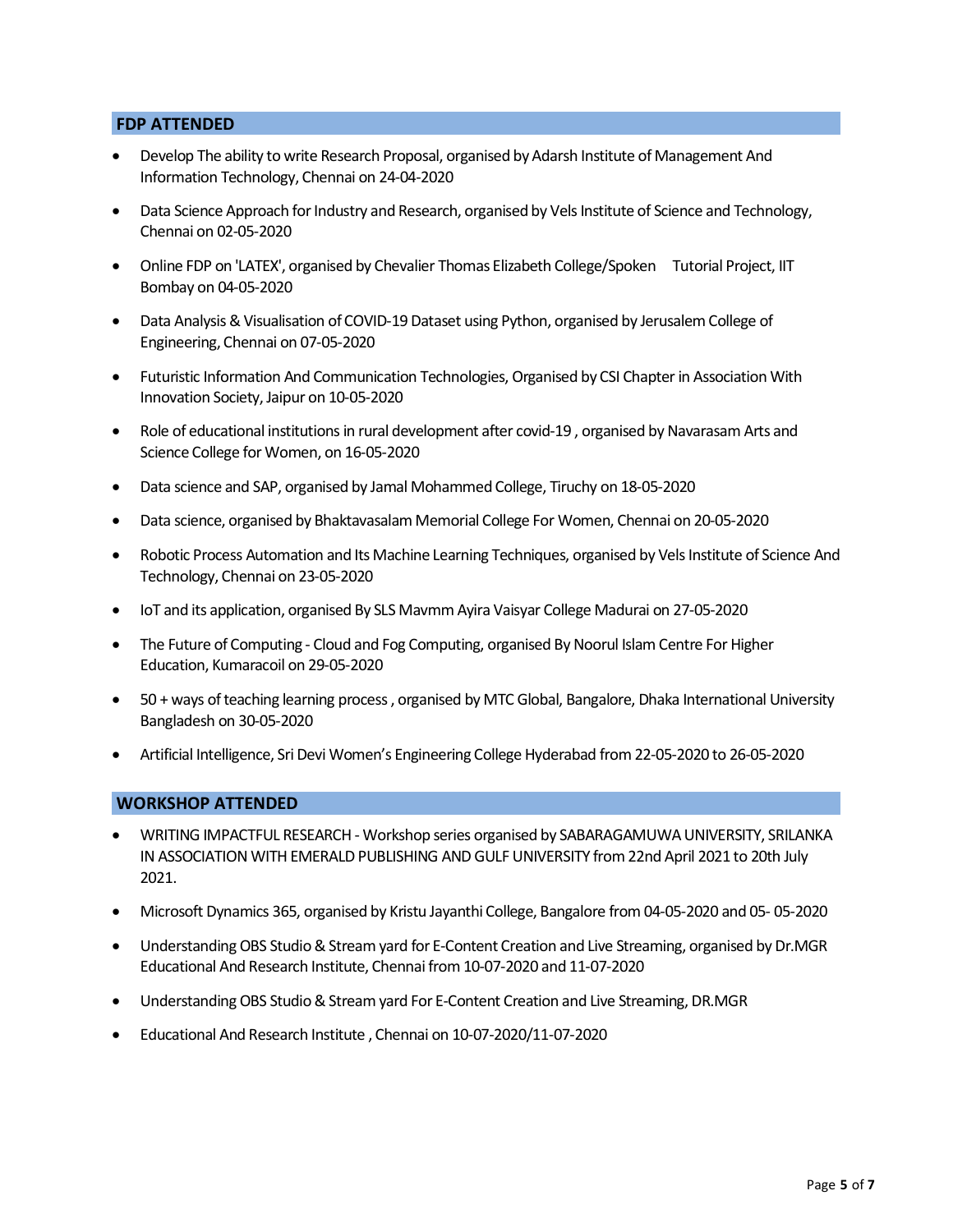## FDP ATTENDED

- Develop The ability to write Research Proposal, organised by Adarsh Institute of Management And Information Technology, Chennai on 24-04-2020
- Data Science Approach for Industry and Research, organised by Vels Institute of Science and Technology, Chennai on 02-05-2020
- Online FDP on 'LATEX', organised by Chevalier Thomas Elizabeth College/Spoken Tutorial Project, IIT Bombay on 04-05-2020
- Data Analysis & Visualisation of COVID-19 Dataset using Python, organised by Jerusalem College of Engineering, Chennai on 07-05-2020
- Futuristic Information And Communication Technologies, Organised by CSI Chapter in Association With Innovation Society, Jaipur on 10-05-2020
- Role of educational institutions in rural development after covid-19 , organised by Navarasam Arts and Science College for Women, on 16-05-2020
- Data science and SAP, organised by Jamal Mohammed College, Tiruchy on 18-05-2020
- Data science, organised by Bhaktavasalam Memorial College For Women, Chennai on 20-05-2020
- Robotic Process Automation and Its Machine Learning Techniques, organised by Vels Institute of Science And Technology, Chennai on 23-05-2020
- IoT and its application, organised By SLS Mavmm Ayira Vaisyar College Madurai on 27-05-2020
- The Future of Computing - Cloud and Fog Computing, organised By Noorul Islam Centre For Higher Education, Kumaracoil on 29-05-2020
- 50 + ways of teaching learning process , organised by MTC Global, Bangalore, Dhaka International University Bangladesh on 30-05-2020
- Artificial Intelligence, Sri Devi Women's Engineering College Hyderabad from 22-05-2020 to 26-05-2020

## WORKSHOP ATTENDED

- WRITING IMPACTFUL RESEARCH - Workshop series organised by SABARAGAMUWA UNIVERSITY, SRILANKA IN ASSOCIATION WITH EMERALD PUBLISHING AND GULF UNIVERSITY from 22nd April 2021 to 20th July 2021.
- Microsoft Dynamics 365, organised by Kristu Jayanthi College, Bangalore from 04-05-2020 and 05- 05-2020
- Understanding OBS Studio & Stream yard for E-Content Creation and Live Streaming, organised by Dr.MGR Educational And Research Institute, Chennai from 10-07-2020 and 11-07-2020
- Understanding OBS Studio & Stream yard For E-Content Creation and Live Streaming, DR.MGR
- Educational And Research Institute , Chennai on 10-07-2020/11-07-2020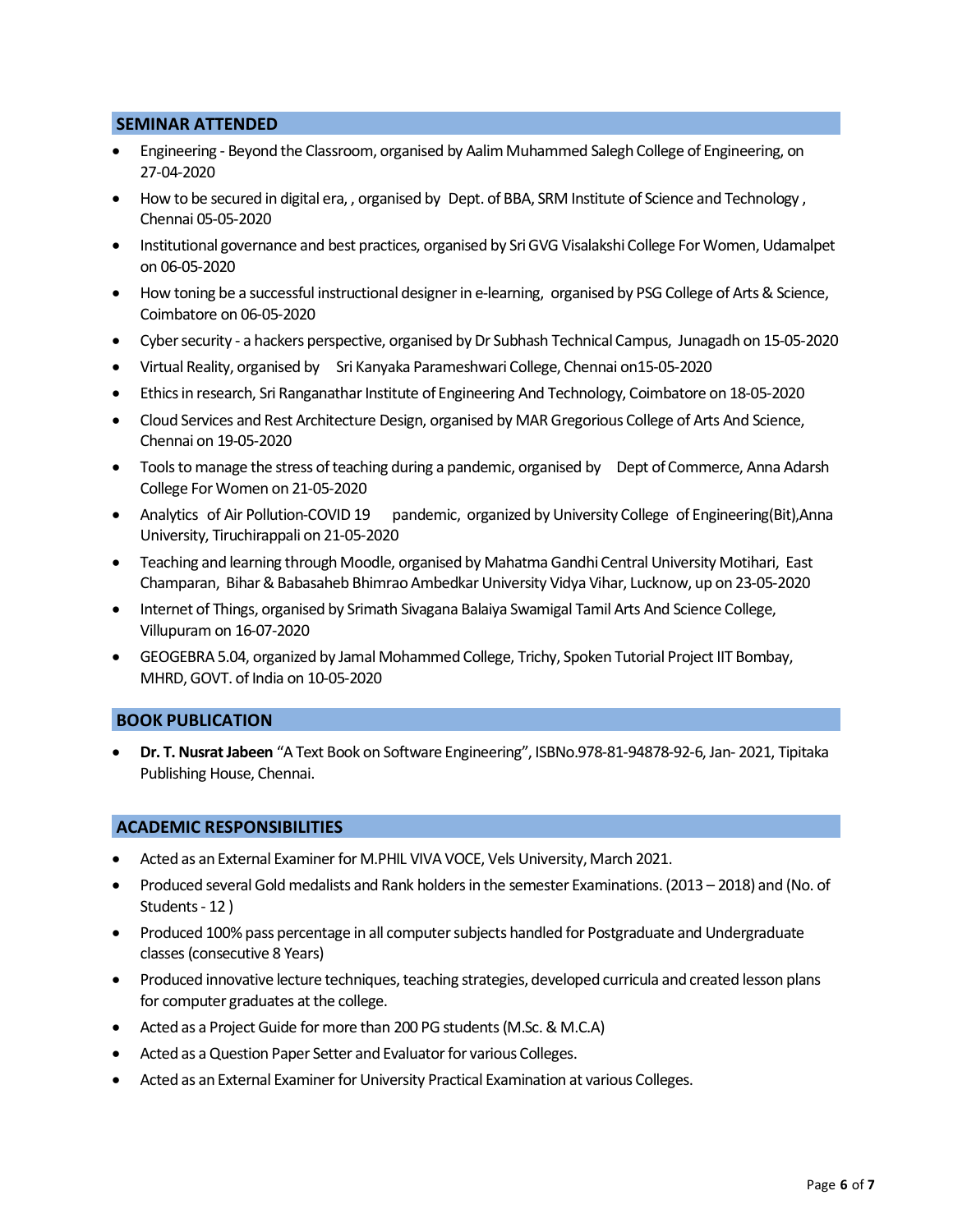## SEMINAR ATTENDED

- Engineering - Beyond the Classroom, organised by Aalim Muhammed Salegh College of Engineering, on 27-04-2020
- How to be secured in digital era, , organised by Dept. of BBA, SRM Institute of Science and Technology , Chennai 05-05-2020
- Institutional governance and best practices, organised by Sri GVG Visalakshi College For Women, Udamalpet on 06-05-2020
- How toning be a successful instructional designer in e-learning, organised by PSG College of Arts & Science, Coimbatore on 06-05-2020
- Cyber security - a hackers perspective, organised by Dr Subhash Technical Campus, Junagadh on 15-05-2020
- Virtual Reality, organised by Sri Kanyaka Parameshwari College, Chennai on15-05-2020
- Ethics in research, Sri Ranganathar Institute of Engineering And Technology, Coimbatore on 18-05-2020
- Cloud Services and Rest Architecture Design, organised by MAR Gregorious College of Arts And Science, Chennai on 19-05-2020
- Tools to manage the stress of teaching during a pandemic, organised by Dept of Commerce, Anna Adarsh College For Women on 21-05-2020
- Analytics of Air Pollution-COVID 19 pandemic, organized by University College of Engineering(Bit),Anna University, Tiruchirappali on 21-05-2020
- Teaching and learning through Moodle, organised by Mahatma Gandhi Central University Motihari, East Champaran, Bihar & Babasaheb Bhimrao Ambedkar University Vidya Vihar, Lucknow, up on 23-05-2020
- Internet of Things, organised by Srimath Sivagana Balaiya Swamigal Tamil Arts And Science College, Villupuram on 16-07-2020
- GEOGEBRA 5.04, organized by Jamal Mohammed College, Trichy, Spoken Tutorial Project IIT Bombay, MHRD, GOVT. of India on 10-05-2020

## BOOK PUBLICATION

- **Dr. T. Nusrat Jabeen** "A Text Book on Software Engineering", ISBNo.978-81-94878-92-6, Jan- 2021, Tipitaka Publishing House, Chennai.

## ACADEMIC RESPONSIBILITIES

- Acted as an External Examiner for M.PHIL VIVA VOCE, Vels University, March 2021.
- Produced several Gold medalists and Rank holders in the semester Examinations. (2013 – 2018) and (No. of Students - 12 )
- Produced 100% pass percentage in all computer subjects handled for Postgraduate and Undergraduate classes (consecutive 8 Years)
- Produced innovative lecture techniques, teaching strategies, developed curricula and created lesson plans for computer graduates at the college.
- Acted as a Project Guide for more than 200 PG students (M.Sc. & M.C.A)
- Acted as a Question Paper Setter and Evaluator for various Colleges.
- Acted as an External Examiner for University Practical Examination at various Colleges.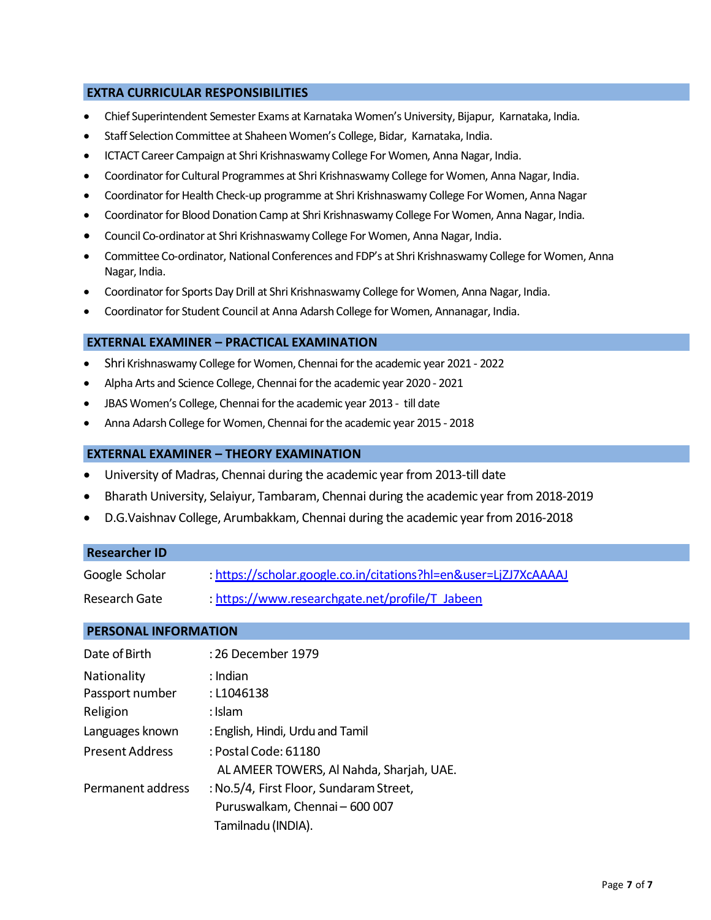## EXTRA CURRICULAR RESPONSIBILITIES

- Chief Superintendent Semester Exams at Karnataka Women's University, Bijapur, Karnataka, India.
- Staff Selection Committee at Shaheen Women's College, Bidar, Karnataka, India.
- ICTACT Career Campaign at Shri Krishnaswamy College For Women, Anna Nagar, India.
- Coordinator for Cultural Programmes at Shri Krishnaswamy College for Women, Anna Nagar, India.
- Coordinator for Health Check-up programme at Shri Krishnaswamy College For Women, Anna Nagar
- Coordinator for Blood Donation Camp at Shri Krishnaswamy College For Women, Anna Nagar, India.
- Council Co-ordinator at Shri Krishnaswamy College For Women, Anna Nagar, India.
- Committee Co-ordinator, National Conferences and FDP's at Shri Krishnaswamy College for Women, Anna Nagar, India.
- Coordinator for Sports Day Drill at Shri Krishnaswamy College for Women, Anna Nagar, India.
- Coordinator for Student Council at Anna Adarsh College for Women, Annanagar, India.

## EXTERNAL EXAMINER – PRACTICAL EXAMINATION

- Shri Krishnaswamy College for Women, Chennai for the academic year 2021 - 2022
- Alpha Arts and Science College, Chennai for the academic year 2020 - 2021
- JBAS Women's College, Chennai for the academic year 2013 - till date
- Anna Adarsh College for Women, Chennai for the academic year 2015 - 2018

## EXTERNAL EXAMINER – THEORY EXAMINATION

- University of Madras, Chennai during the academic year from 2013-till date
- Bharath University, Selaiyur, Tambaram, Chennai during the academic year from 2018-2019
- D.G.Vaishnav College, Arumbakkam, Chennai during the academic year from 2016-2018

## Researcher ID

Google Scholar : https://scholar.google.co.in/citations?hl=en&user=LjZJ7XcAAAAJ

Research Gate : https://www.researchgate.net/profile/T_Jabeen

## PERSONAL INFORMATION

Date of Birth : 26 December 1979

Nationality : Indian

Passport number : L1046138

Religion : Islam

Languages known : English, Hindi, Urdu and Tamil

Present Address : Postal Code: 61180
AL AMEER TOWERS, Al Nahda, Sharjah, UAE.

Permanent address : No.5/4, First Floor, Sundaram Street,
Puruswalkam, Chennai – 600 007
Tamilnadu (INDIA).